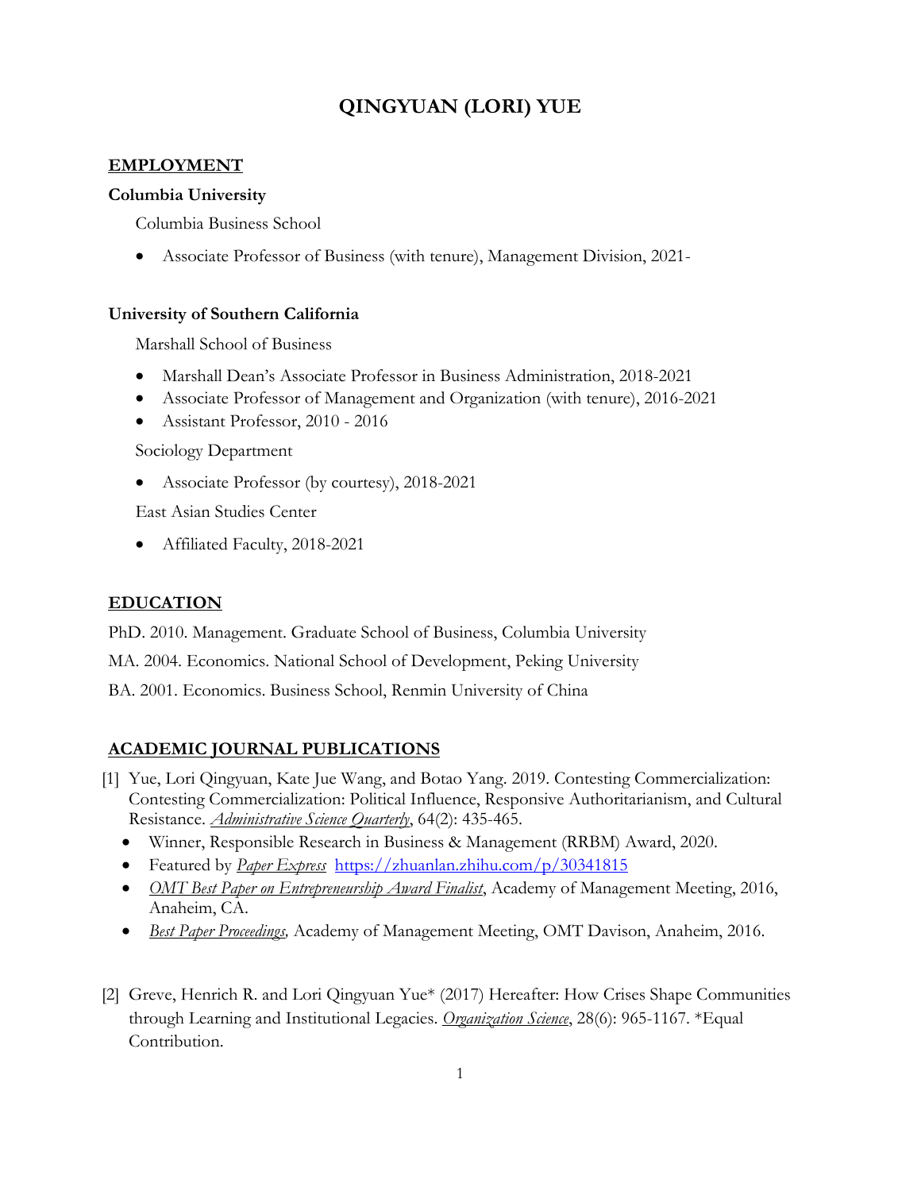# QINGYUAN (LORI) YUE

## EMPLOYMENT

**Columbia University**

Columbia Business School

- Associate Professor of Business (with tenure), Management Division, 2021-

**University of Southern California**

Marshall School of Business

- Marshall Dean's Associate Professor in Business Administration, 2018-2021
- Associate Professor of Management and Organization (with tenure), 2016-2021
- Assistant Professor, 2010 - 2016

Sociology Department

- Associate Professor (by courtesy), 2018-2021

East Asian Studies Center

- Affiliated Faculty, 2018-2021

## EDUCATION

PhD. 2010. Management. Graduate School of Business, Columbia University

MA. 2004. Economics. National School of Development, Peking University

BA. 2001. Economics. Business School, Renmin University of China

## ACADEMIC JOURNAL PUBLICATIONS

[1] Yue, Lori Qingyuan, Kate Jue Wang, and Botao Yang. 2019. Contesting Commercialization: Contesting Commercialization: Political Influence, Responsive Authoritarianism, and Cultural Resistance. *Administrative Science Quarterly*, 64(2): 435-465.

- Winner, Responsible Research in Business & Management (RRBM) Award, 2020.
- Featured by *Paper Express* https://zhuanlan.zhihu.com/p/30341815
- *OMT Best Paper on Entrepreneurship Award Finalist*, Academy of Management Meeting, 2016, Anaheim, CA.
- *Best Paper Proceedings,* Academy of Management Meeting, OMT Davison, Anaheim, 2016.

[2] Greve, Henrich R. and Lori Qingyuan Yue* (2017) Hereafter: How Crises Shape Communities through Learning and Institutional Legacies. *Organization Science*, 28(6): 965-1167. *Equal Contribution.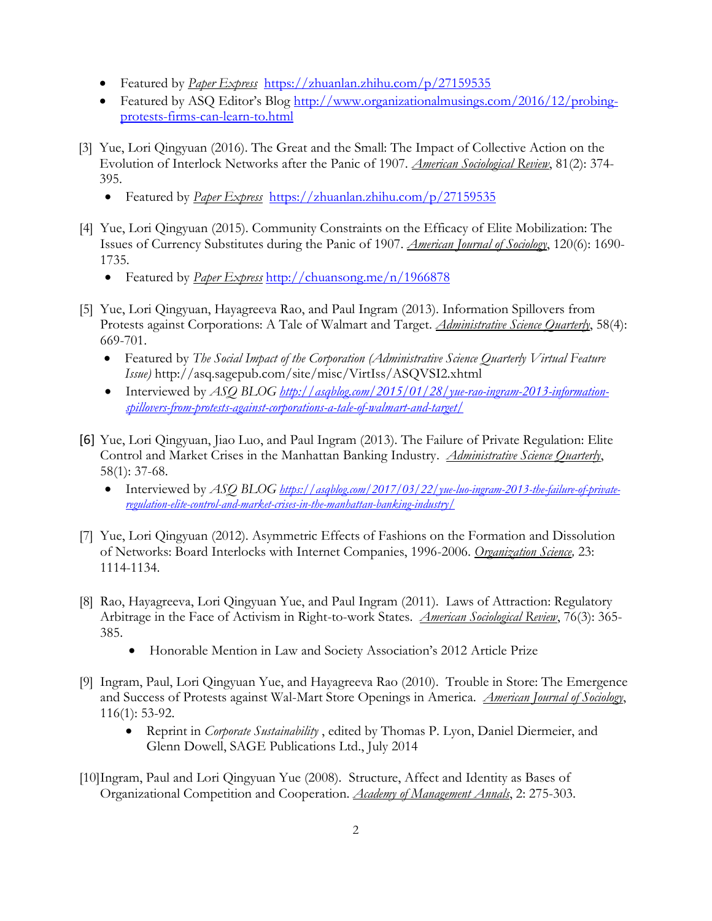- Featured by *Paper Express* https://zhuanlan.zhihu.com/p/27159535
- Featured by ASQ Editor's Blog http://www.organizationalmusings.com/2016/12/probing-protests-firms-can-learn-to.html

[3] Yue, Lori Qingyuan (2016). The Great and the Small: The Impact of Collective Action on the Evolution of Interlock Networks after the Panic of 1907. *American Sociological Review*, 81(2): 374-395.

- Featured by *Paper Express* https://zhuanlan.zhihu.com/p/27159535

[4] Yue, Lori Qingyuan (2015). Community Constraints on the Efficacy of Elite Mobilization: The Issues of Currency Substitutes during the Panic of 1907. *American Journal of Sociology*, 120(6): 1690-1735.

- Featured by *Paper Express* http://chuansong.me/n/1966878

[5] Yue, Lori Qingyuan, Hayagreeva Rao, and Paul Ingram (2013). Information Spillovers from Protests against Corporations: A Tale of Walmart and Target. *Administrative Science Quarterly*, 58(4): 669-701.

- Featured by *The Social Impact of the Corporation (Administrative Science Quarterly Virtual Feature Issue)* http://asq.sagepub.com/site/misc/VirtIss/ASQVSI2.xhtml
- Interviewed by *ASQ BLOG* *http://asqblog.com/2015/01/28/yue-rao-ingram-2013-information-spillovers-from-protests-against-corporations-a-tale-of-walmart-and-target/*

[6] Yue, Lori Qingyuan, Jiao Luo, and Paul Ingram (2013). The Failure of Private Regulation: Elite Control and Market Crises in the Manhattan Banking Industry. *Administrative Science Quarterly*, 58(1): 37-68.

- Interviewed by *ASQ BLOG* *https://asqblog.com/2017/03/22/yue-luo-ingram-2013-the-failure-of-private-regulation-elite-control-and-market-crises-in-the-manhattan-banking-industry/*

[7] Yue, Lori Qingyuan (2012). Asymmetric Effects of Fashions on the Formation and Dissolution of Networks: Board Interlocks with Internet Companies, 1996-2006. *Organization Science,* 23: 1114-1134.

[8] Rao, Hayagreeva, Lori Qingyuan Yue, and Paul Ingram (2011). Laws of Attraction: Regulatory Arbitrage in the Face of Activism in Right-to-work States. *American Sociological Review*, 76(3): 365-385.

- Honorable Mention in Law and Society Association's 2012 Article Prize

[9] Ingram, Paul, Lori Qingyuan Yue, and Hayagreeva Rao (2010). Trouble in Store: The Emergence and Success of Protests against Wal-Mart Store Openings in America. *American Journal of Sociology*, 116(1): 53-92.

- Reprint in *Corporate Sustainability* , edited by Thomas P. Lyon, Daniel Diermeier, and Glenn Dowell, SAGE Publications Ltd., July 2014

[10] Ingram, Paul and Lori Qingyuan Yue (2008). Structure, Affect and Identity as Bases of Organizational Competition and Cooperation. *Academy of Management Annals*, 2: 275-303.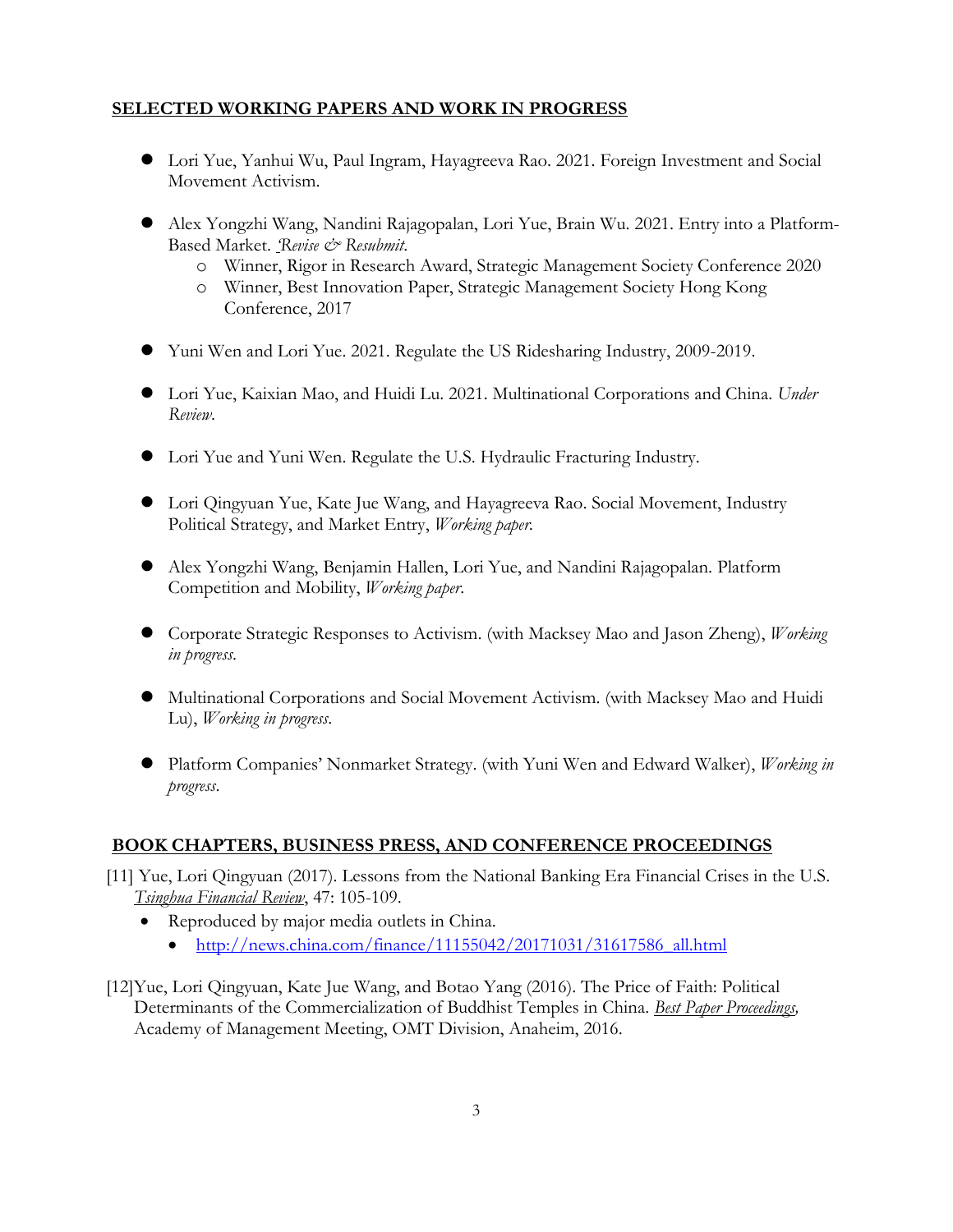## **SELECTED WORKING PAPERS AND WORK IN PROGRESS**

- Lori Yue, Yanhui Wu, Paul Ingram, Hayagreeva Rao. 2021. Foreign Investment and Social Movement Activism.
- Alex Yongzhi Wang, Nandini Rajagopalan, Lori Yue, Brain Wu. 2021. Entry into a Platform-Based Market. *Revise & Resubmit*.
  - Winner, Rigor in Research Award, Strategic Management Society Conference 2020
  - Winner, Best Innovation Paper, Strategic Management Society Hong Kong Conference, 2017
- Yuni Wen and Lori Yue. 2021. Regulate the US Ridesharing Industry, 2009-2019.
- Lori Yue, Kaixian Mao, and Huidi Lu. 2021. Multinational Corporations and China. *Under Review*.
- Lori Yue and Yuni Wen. Regulate the U.S. Hydraulic Fracturing Industry.
- Lori Qingyuan Yue, Kate Jue Wang, and Hayagreeva Rao. Social Movement, Industry Political Strategy, and Market Entry, *Working paper*.
- Alex Yongzhi Wang, Benjamin Hallen, Lori Yue, and Nandini Rajagopalan. Platform Competition and Mobility, *Working paper*.
- Corporate Strategic Responses to Activism. (with Macksey Mao and Jason Zheng), *Working in progress*.
- Multinational Corporations and Social Movement Activism. (with Macksey Mao and Huidi Lu), *Working in progress*.
- Platform Companies' Nonmarket Strategy. (with Yuni Wen and Edward Walker), *Working in progress*.

## **BOOK CHAPTERS, BUSINESS PRESS, AND CONFERENCE PROCEEDINGS**

[11] Yue, Lori Qingyuan (2017). Lessons from the National Banking Era Financial Crises in the U.S. *Tsinghua Financial Review*, 47: 105-109.

- Reproduced by major media outlets in China.
  - http://news.china.com/finance/11155042/20171031/31617586_all.html

[12]Yue, Lori Qingyuan, Kate Jue Wang, and Botao Yang (2016). The Price of Faith: Political Determinants of the Commercialization of Buddhist Temples in China. *Best Paper Proceedings,* Academy of Management Meeting, OMT Division, Anaheim, 2016.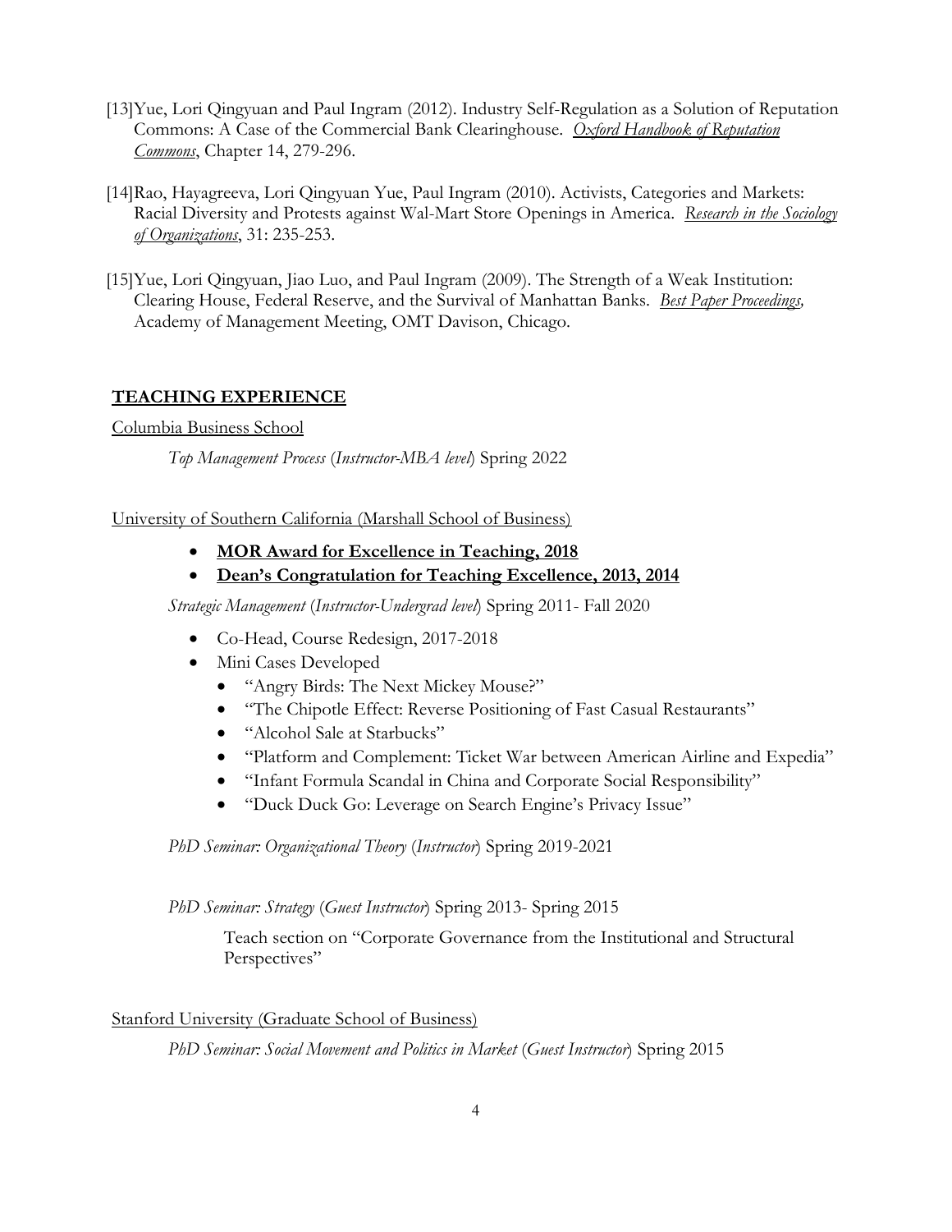[13]Yue, Lori Qingyuan and Paul Ingram (2012). Industry Self-Regulation as a Solution of Reputation Commons: A Case of the Commercial Bank Clearinghouse. *Oxford Handbook of Reputation Commons*, Chapter 14, 279-296.

[14]Rao, Hayagreeva, Lori Qingyuan Yue, Paul Ingram (2010). Activists, Categories and Markets: Racial Diversity and Protests against Wal-Mart Store Openings in America. *Research in the Sociology of Organizations*, 31: 235-253.

[15]Yue, Lori Qingyuan, Jiao Luo, and Paul Ingram (2009). The Strength of a Weak Institution: Clearing House, Federal Reserve, and the Survival of Manhattan Banks. *Best Paper Proceedings,* Academy of Management Meeting, OMT Davison, Chicago.

## TEACHING EXPERIENCE

Columbia Business School

*Top Management Process* (*Instructor-MBA level*) Spring 2022

University of Southern California (Marshall School of Business)

- **MOR Award for Excellence in Teaching, 2018**
- **Dean's Congratulation for Teaching Excellence, 2013, 2014**

*Strategic Management* (*Instructor-Undergrad level*) Spring 2011- Fall 2020

- Co-Head, Course Redesign, 2017-2018
- Mini Cases Developed
  - "Angry Birds: The Next Mickey Mouse?"
  - "The Chipotle Effect: Reverse Positioning of Fast Casual Restaurants"
  - "Alcohol Sale at Starbucks"
  - "Platform and Complement: Ticket War between American Airline and Expedia"
  - "Infant Formula Scandal in China and Corporate Social Responsibility"
  - "Duck Duck Go: Leverage on Search Engine's Privacy Issue"

*PhD Seminar: Organizational Theory* (*Instructor*) Spring 2019-2021

*PhD Seminar: Strategy* (*Guest Instructor*) Spring 2013- Spring 2015

Teach section on "Corporate Governance from the Institutional and Structural Perspectives"

Stanford University (Graduate School of Business)

*PhD Seminar: Social Movement and Politics in Market* (*Guest Instructor*) Spring 2015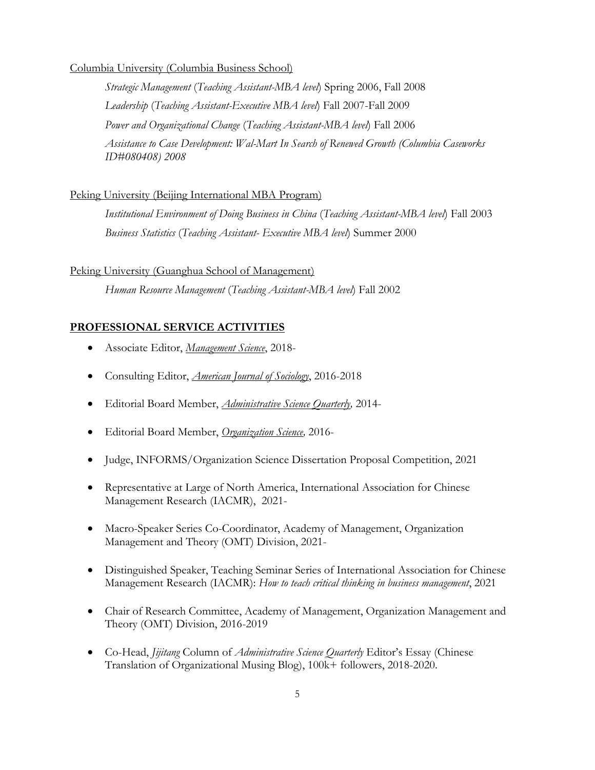Columbia University (Columbia Business School)

*Strategic Management* (*Teaching Assistant-MBA level*) Spring 2006, Fall 2008

*Leadership* (*Teaching Assistant-Executive MBA level*) Fall 2007-Fall 2009

*Power and Organizational Change* (*Teaching Assistant-MBA level*) Fall 2006

*Assistance to Case Development: Wal-Mart In Search of Renewed Growth (Columbia Caseworks ID#080408) 2008*

Peking University (Beijing International MBA Program)

*Institutional Environment of Doing Business in China* (*Teaching Assistant-MBA level*) Fall 2003

*Business Statistics* (*Teaching Assistant- Executive MBA level*) Summer 2000

Peking University (Guanghua School of Management)

*Human Resource Management* (*Teaching Assistant-MBA level*) Fall 2002

## PROFESSIONAL SERVICE ACTIVITIES

- Associate Editor, *Management Science*, 2018-
- Consulting Editor, *American Journal of Sociology*, 2016-2018
- Editorial Board Member, *Administrative Science Quarterly,* 2014-
- Editorial Board Member, *Organization Science,* 2016-
- Judge, INFORMS/Organization Science Dissertation Proposal Competition, 2021
- Representative at Large of North America, International Association for Chinese Management Research (IACMR), 2021-
- Macro-Speaker Series Co-Coordinator, Academy of Management, Organization Management and Theory (OMT) Division, 2021-
- Distinguished Speaker, Teaching Seminar Series of International Association for Chinese Management Research (IACMR): *How to teach critical thinking in business management*, 2021
- Chair of Research Committee, Academy of Management, Organization Management and Theory (OMT) Division, 2016-2019
- Co-Head, *Jijitang* Column of *Administrative Science Quarterly* Editor's Essay (Chinese Translation of Organizational Musing Blog), 100k+ followers, 2018-2020.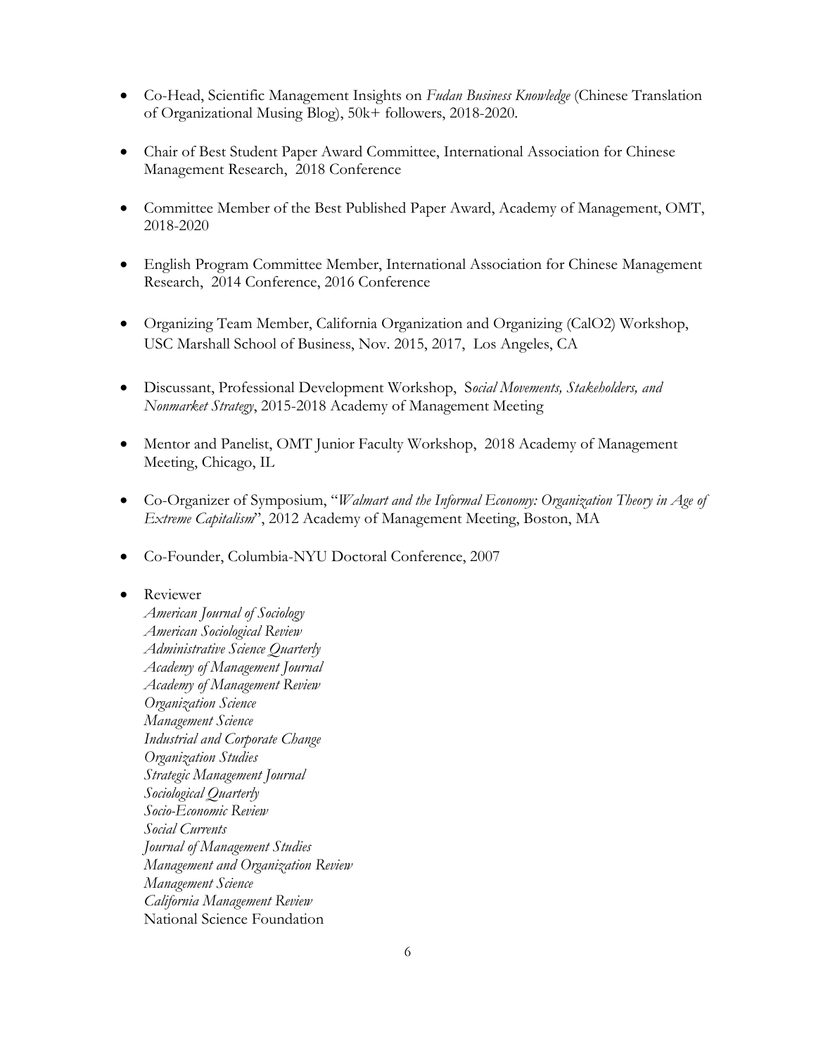- Co-Head, Scientific Management Insights on *Fudan Business Knowledge* (Chinese Translation of Organizational Musing Blog), 50k+ followers, 2018-2020.

- Chair of Best Student Paper Award Committee, International Association for Chinese Management Research, 2018 Conference

- Committee Member of the Best Published Paper Award, Academy of Management, OMT, 2018-2020

- English Program Committee Member, International Association for Chinese Management Research, 2014 Conference, 2016 Conference

- Organizing Team Member, California Organization and Organizing (CalO2) Workshop, USC Marshall School of Business, Nov. 2015, 2017, Los Angeles, CA

- Discussant, Professional Development Workshop, S*ocial Movements, Stakeholders, and Nonmarket Strategy*, 2015-2018 Academy of Management Meeting

- Mentor and Panelist, OMT Junior Faculty Workshop, 2018 Academy of Management Meeting, Chicago, IL

- Co-Organizer of Symposium, "*Walmart and the Informal Economy: Organization Theory in Age of Extreme Capitalism*", 2012 Academy of Management Meeting, Boston, MA

- Co-Founder, Columbia-NYU Doctoral Conference, 2007

- Reviewer
  *American Journal of Sociology*
  *American Sociological Review*
  *Administrative Science Quarterly*
  *Academy of Management Journal*
  *Academy of Management Review*
  *Organization Science*
  *Management Science*
  *Industrial and Corporate Change*
  *Organization Studies*
  *Strategic Management Journal*
  *Sociological Quarterly*
  *Socio-Economic Review*
  *Social Currents*
  *Journal of Management Studies*
  *Management and Organization Review*
  *Management Science*
  *California Management Review*
  National Science Foundation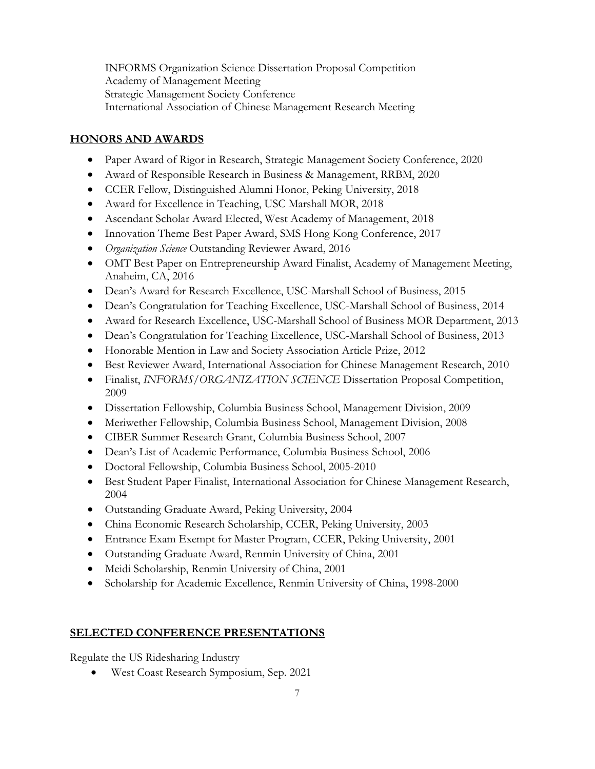INFORMS Organization Science Dissertation Proposal Competition
Academy of Management Meeting
Strategic Management Society Conference
International Association of Chinese Management Research Meeting

## HONORS AND AWARDS

- Paper Award of Rigor in Research, Strategic Management Society Conference, 2020
- Award of Responsible Research in Business & Management, RRBM, 2020
- CCER Fellow, Distinguished Alumni Honor, Peking University, 2018
- Award for Excellence in Teaching, USC Marshall MOR, 2018
- Ascendant Scholar Award Elected, West Academy of Management, 2018
- Innovation Theme Best Paper Award, SMS Hong Kong Conference, 2017
- *Organization Science* Outstanding Reviewer Award, 2016
- OMT Best Paper on Entrepreneurship Award Finalist, Academy of Management Meeting, Anaheim, CA, 2016
- Dean's Award for Research Excellence, USC-Marshall School of Business, 2015
- Dean's Congratulation for Teaching Excellence, USC-Marshall School of Business, 2014
- Award for Research Excellence, USC-Marshall School of Business MOR Department, 2013
- Dean's Congratulation for Teaching Excellence, USC-Marshall School of Business, 2013
- Honorable Mention in Law and Society Association Article Prize, 2012
- Best Reviewer Award, International Association for Chinese Management Research, 2010
- Finalist, *INFORMS/ORGANIZATION SCIENCE* Dissertation Proposal Competition, 2009
- Dissertation Fellowship, Columbia Business School, Management Division, 2009
- Meriwether Fellowship, Columbia Business School, Management Division, 2008
- CIBER Summer Research Grant, Columbia Business School, 2007
- Dean's List of Academic Performance, Columbia Business School, 2006
- Doctoral Fellowship, Columbia Business School, 2005-2010
- Best Student Paper Finalist, International Association for Chinese Management Research, 2004
- Outstanding Graduate Award, Peking University, 2004
- China Economic Research Scholarship, CCER, Peking University, 2003
- Entrance Exam Exempt for Master Program, CCER, Peking University, 2001
- Outstanding Graduate Award, Renmin University of China, 2001
- Meidi Scholarship, Renmin University of China, 2001
- Scholarship for Academic Excellence, Renmin University of China, 1998-2000

## SELECTED CONFERENCE PRESENTATIONS

Regulate the US Ridesharing Industry

- West Coast Research Symposium, Sep. 2021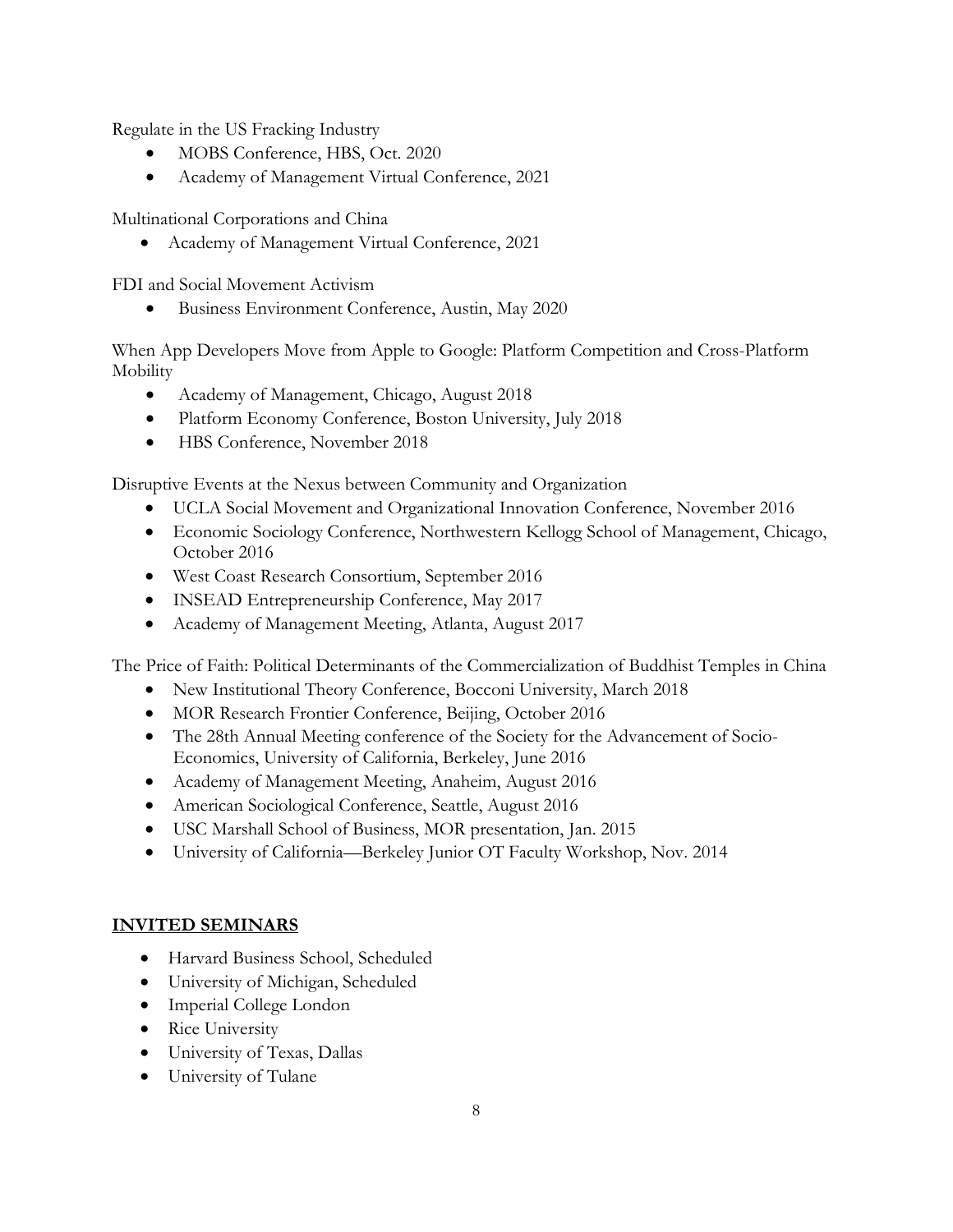Regulate in the US Fracking Industry

- MOBS Conference, HBS, Oct. 2020
- Academy of Management Virtual Conference, 2021

Multinational Corporations and China

- Academy of Management Virtual Conference, 2021

FDI and Social Movement Activism

- Business Environment Conference, Austin, May 2020

When App Developers Move from Apple to Google: Platform Competition and Cross-Platform Mobility

- Academy of Management, Chicago, August 2018
- Platform Economy Conference, Boston University, July 2018
- HBS Conference, November 2018

Disruptive Events at the Nexus between Community and Organization

- UCLA Social Movement and Organizational Innovation Conference, November 2016
- Economic Sociology Conference, Northwestern Kellogg School of Management, Chicago, October 2016
- West Coast Research Consortium, September 2016
- INSEAD Entrepreneurship Conference, May 2017
- Academy of Management Meeting, Atlanta, August 2017

The Price of Faith: Political Determinants of the Commercialization of Buddhist Temples in China

- New Institutional Theory Conference, Bocconi University, March 2018
- MOR Research Frontier Conference, Beijing, October 2016
- The 28th Annual Meeting conference of the Society for the Advancement of Socio-Economics, University of California, Berkeley, June 2016
- Academy of Management Meeting, Anaheim, August 2016
- American Sociological Conference, Seattle, August 2016
- USC Marshall School of Business, MOR presentation, Jan. 2015
- University of California—Berkeley Junior OT Faculty Workshop, Nov. 2014

## INVITED SEMINARS

- Harvard Business School, Scheduled
- University of Michigan, Scheduled
- Imperial College London
- Rice University
- University of Texas, Dallas
- University of Tulane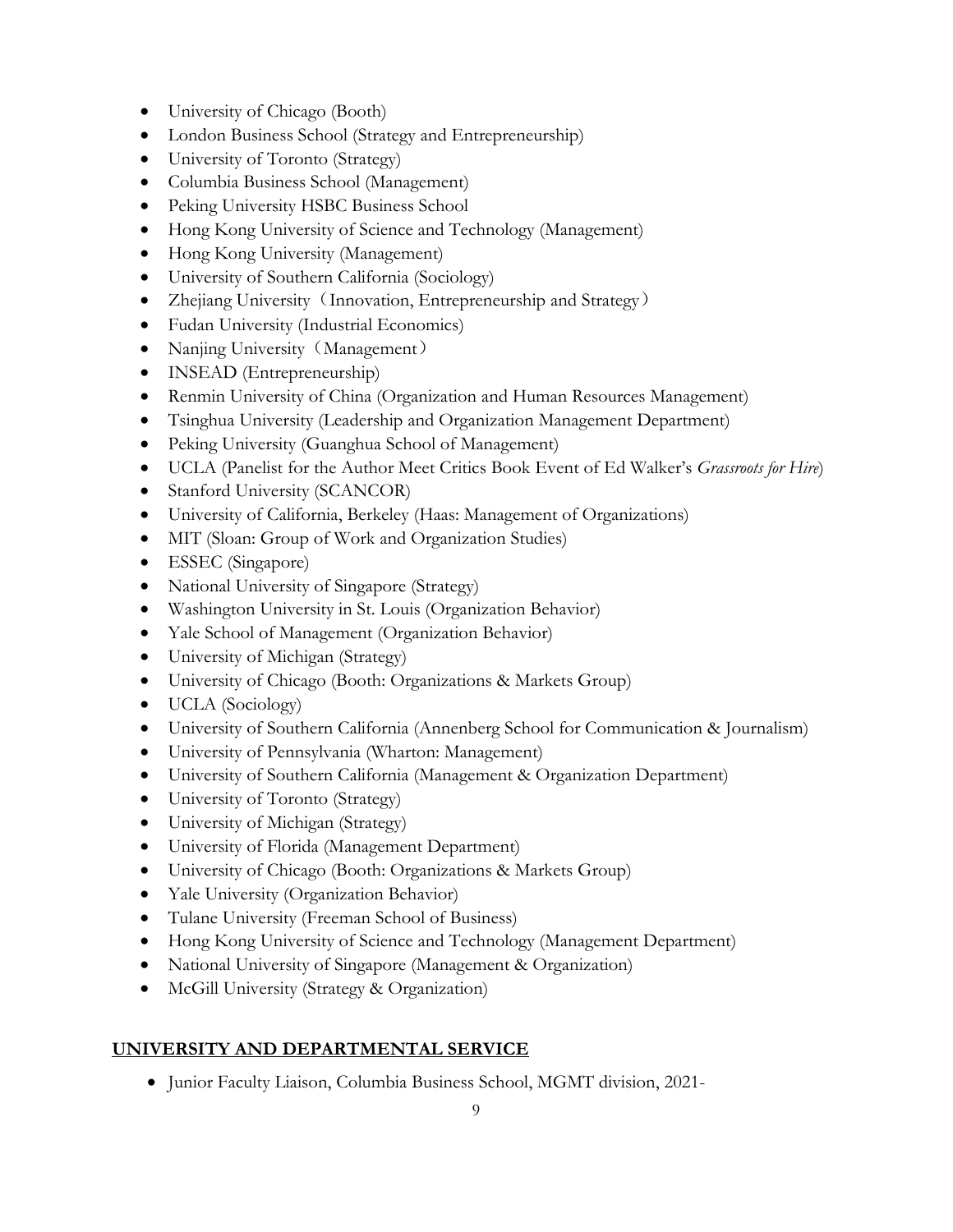- University of Chicago (Booth)
- London Business School (Strategy and Entrepreneurship)
- University of Toronto (Strategy)
- Columbia Business School (Management)
- Peking University HSBC Business School
- Hong Kong University of Science and Technology (Management)
- Hong Kong University (Management)
- University of Southern California (Sociology)
- Zhejiang University（Innovation, Entrepreneurship and Strategy）
- Fudan University (Industrial Economics)
- Nanjing University（Management）
- INSEAD (Entrepreneurship)
- Renmin University of China (Organization and Human Resources Management)
- Tsinghua University (Leadership and Organization Management Department)
- Peking University (Guanghua School of Management)
- UCLA (Panelist for the Author Meet Critics Book Event of Ed Walker's *Grassroots for Hire*)
- Stanford University (SCANCOR)
- University of California, Berkeley (Haas: Management of Organizations)
- MIT (Sloan: Group of Work and Organization Studies)
- ESSEC (Singapore)
- National University of Singapore (Strategy)
- Washington University in St. Louis (Organization Behavior)
- Yale School of Management (Organization Behavior)
- University of Michigan (Strategy)
- University of Chicago (Booth: Organizations & Markets Group)
- UCLA (Sociology)
- University of Southern California (Annenberg School for Communication & Journalism)
- University of Pennsylvania (Wharton: Management)
- University of Southern California (Management & Organization Department)
- University of Toronto (Strategy)
- University of Michigan (Strategy)
- University of Florida (Management Department)
- University of Chicago (Booth: Organizations & Markets Group)
- Yale University (Organization Behavior)
- Tulane University (Freeman School of Business)
- Hong Kong University of Science and Technology (Management Department)
- National University of Singapore (Management & Organization)
- McGill University (Strategy & Organization)

## UNIVERSITY AND DEPARTMENTAL SERVICE

- Junior Faculty Liaison, Columbia Business School, MGMT division, 2021-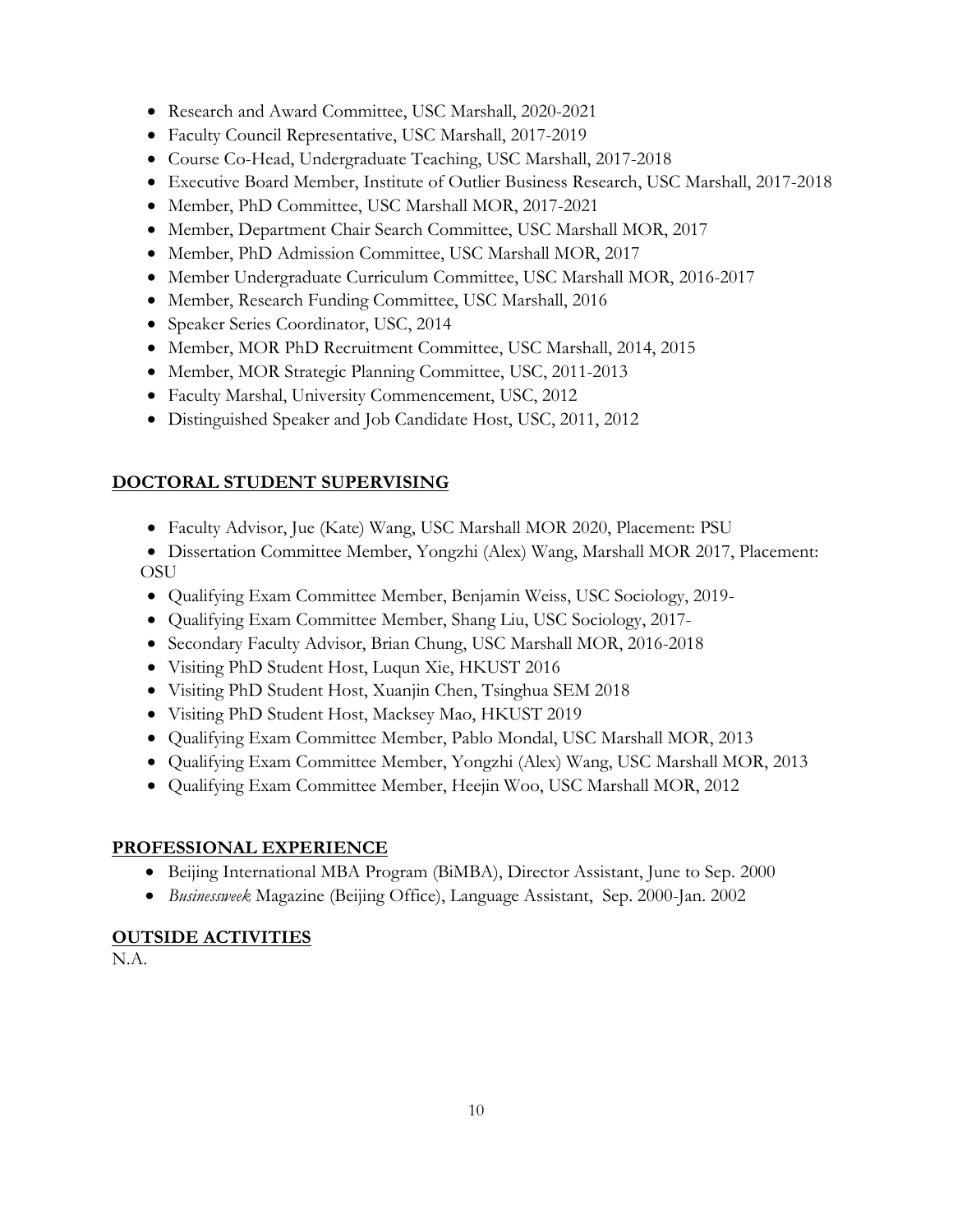- Research and Award Committee, USC Marshall, 2020-2021
- Faculty Council Representative, USC Marshall, 2017-2019
- Course Co-Head, Undergraduate Teaching, USC Marshall, 2017-2018
- Executive Board Member, Institute of Outlier Business Research, USC Marshall, 2017-2018
- Member, PhD Committee, USC Marshall MOR, 2017-2021
- Member, Department Chair Search Committee, USC Marshall MOR, 2017
- Member, PhD Admission Committee, USC Marshall MOR, 2017
- Member Undergraduate Curriculum Committee, USC Marshall MOR, 2016-2017
- Member, Research Funding Committee, USC Marshall, 2016
- Speaker Series Coordinator, USC, 2014
- Member, MOR PhD Recruitment Committee, USC Marshall, 2014, 2015
- Member, MOR Strategic Planning Committee, USC, 2011-2013
- Faculty Marshal, University Commencement, USC, 2012
- Distinguished Speaker and Job Candidate Host, USC, 2011, 2012

## DOCTORAL STUDENT SUPERVISING

- Faculty Advisor, Jue (Kate) Wang, USC Marshall MOR 2020, Placement: PSU
- Dissertation Committee Member, Yongzhi (Alex) Wang, Marshall MOR 2017, Placement: OSU
- Qualifying Exam Committee Member, Benjamin Weiss, USC Sociology, 2019-
- Qualifying Exam Committee Member, Shang Liu, USC Sociology, 2017-
- Secondary Faculty Advisor, Brian Chung, USC Marshall MOR, 2016-2018
- Visiting PhD Student Host, Luqun Xie, HKUST 2016
- Visiting PhD Student Host, Xuanjin Chen, Tsinghua SEM 2018
- Visiting PhD Student Host, Macksey Mao, HKUST 2019
- Qualifying Exam Committee Member, Pablo Mondal, USC Marshall MOR, 2013
- Qualifying Exam Committee Member, Yongzhi (Alex) Wang, USC Marshall MOR, 2013
- Qualifying Exam Committee Member, Heejin Woo, USC Marshall MOR, 2012

## PROFESSIONAL EXPERIENCE

- Beijing International MBA Program (BiMBA), Director Assistant, June to Sep. 2000
- *Businessweek* Magazine (Beijing Office), Language Assistant, Sep. 2000-Jan. 2002

## OUTSIDE ACTIVITIES

N.A.